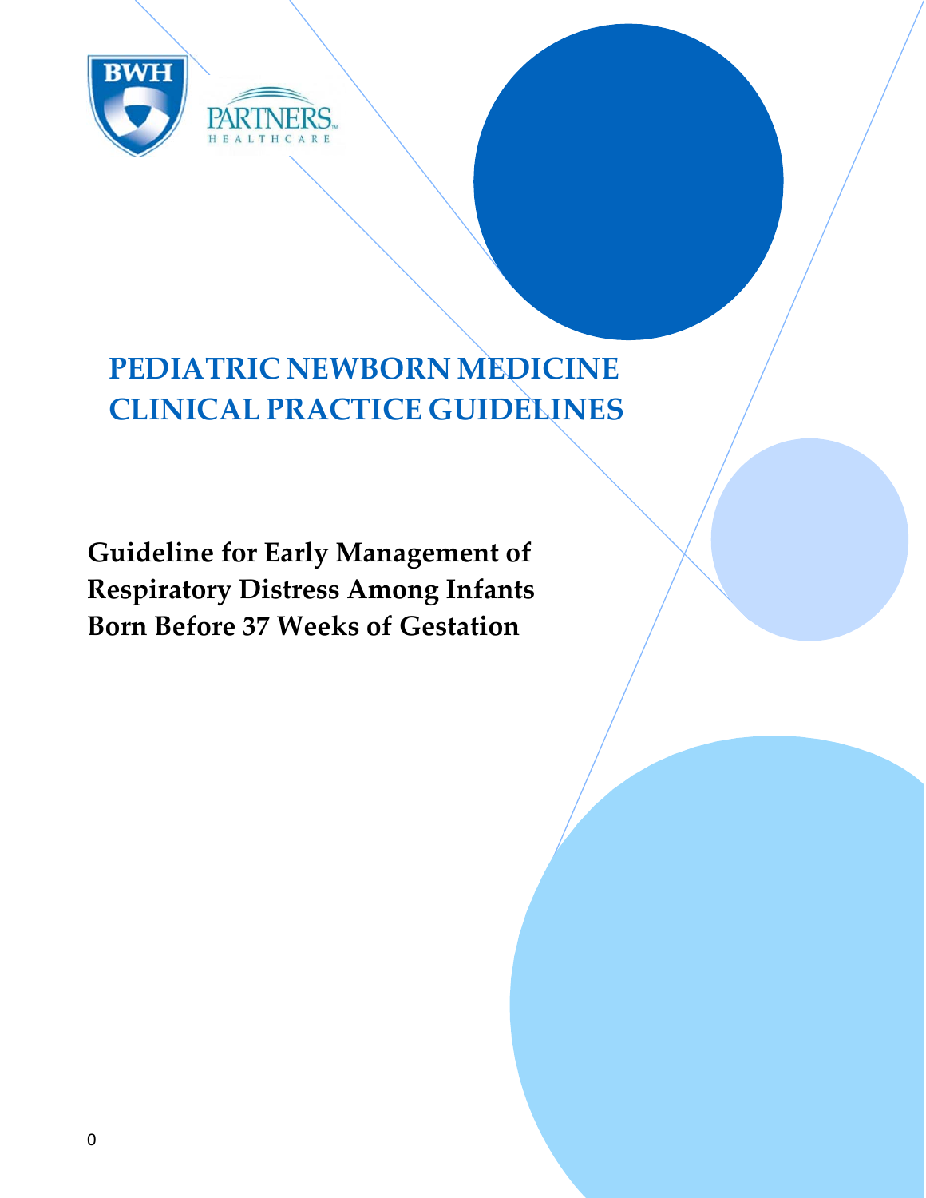BWH

PARTNERS HEALTHCARE

# PEDIATRIC NEWBORN MEDICINE CLINICAL PRACTICE GUIDELINES

## Guideline for Early Management of Respiratory Distress Among Infants Born Before 37 Weeks of Gestation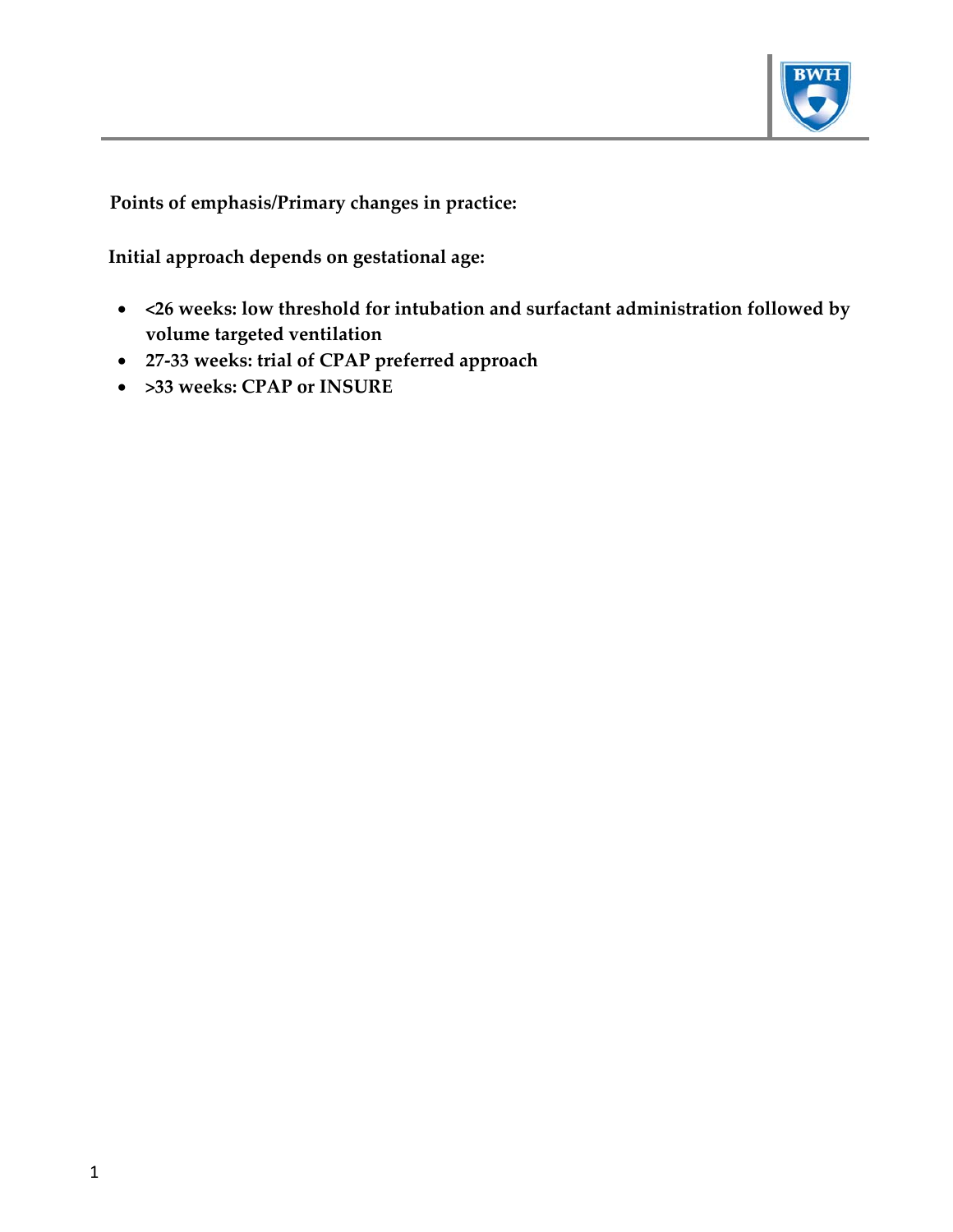**Points of emphasis/Primary changes in practice:**

**Initial approach depends on gestational age:**

- **<26 weeks: low threshold for intubation and surfactant administration followed by volume targeted ventilation**
- **27-33 weeks: trial of CPAP preferred approach**
- **>33 weeks: CPAP or INSURE**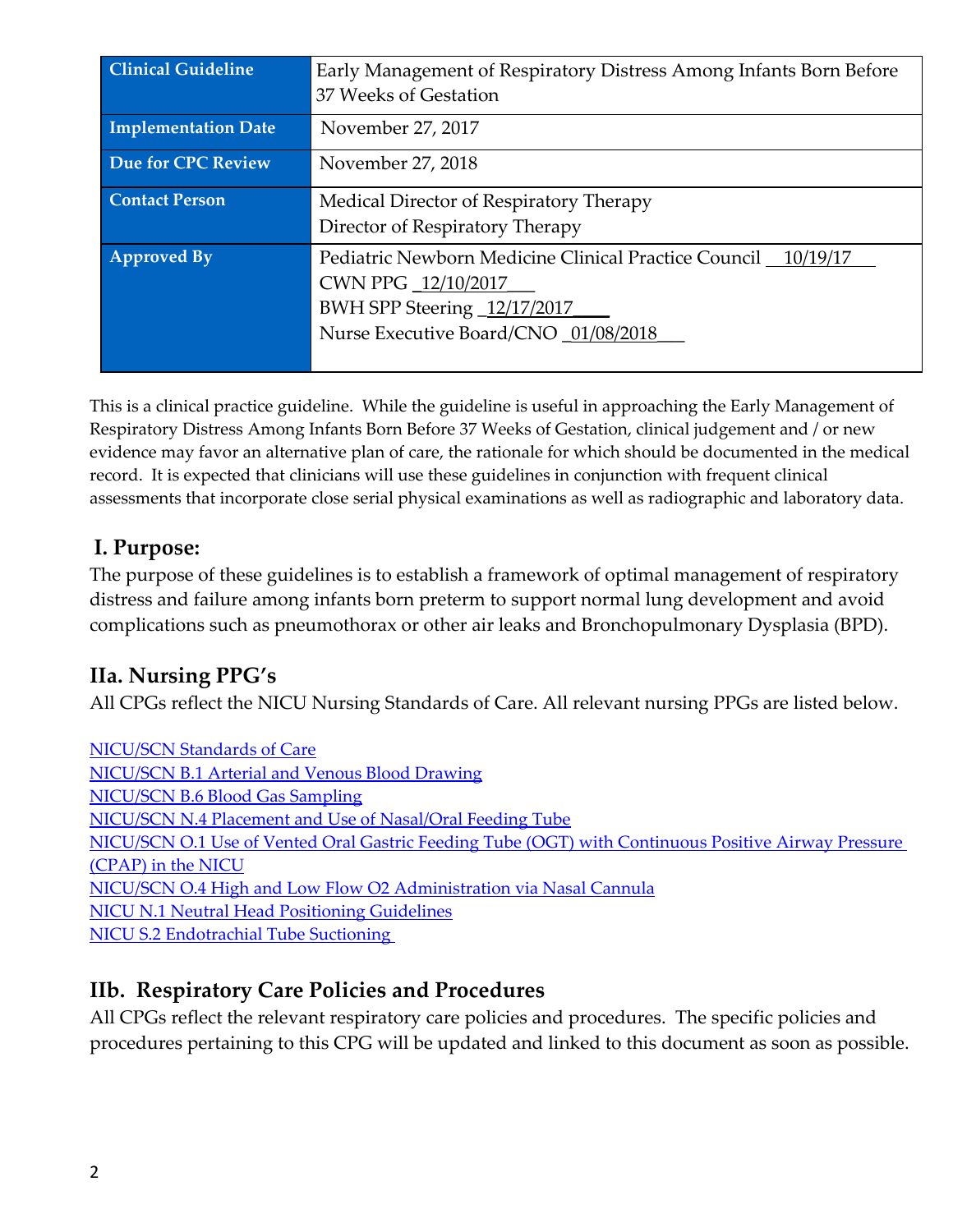| Clinical Guideline | Early Management of Respiratory Distress Among Infants Born Before 37 Weeks of Gestation |
|---|---|
| Implementation Date | November 27, 2017 |
| Due for CPC Review | November 27, 2018 |
| Contact Person | Medical Director of Respiratory Therapy<br>Director of Respiratory Therapy |
| Approved By | Pediatric Newborn Medicine Clinical Practice Council __10/19/17___<br>CWN PPG _12/10/2017___<br>BWH SPP Steering _12/17/2017____<br>Nurse Executive Board/CNO _01/08/2018___ |

This is a clinical practice guideline. While the guideline is useful in approaching the Early Management of Respiratory Distress Among Infants Born Before 37 Weeks of Gestation, clinical judgement and / or new evidence may favor an alternative plan of care, the rationale for which should be documented in the medical record. It is expected that clinicians will use these guidelines in conjunction with frequent clinical assessments that incorporate close serial physical examinations as well as radiographic and laboratory data.

## I. Purpose:

The purpose of these guidelines is to establish a framework of optimal management of respiratory distress and failure among infants born preterm to support normal lung development and avoid complications such as pneumothorax or other air leaks and Bronchopulmonary Dysplasia (BPD).

## IIa. Nursing PPG's

All CPGs reflect the NICU Nursing Standards of Care. All relevant nursing PPGs are listed below.

NICU/SCN Standards of Care
NICU/SCN B.1 Arterial and Venous Blood Drawing
NICU/SCN B.6 Blood Gas Sampling
NICU/SCN N.4 Placement and Use of Nasal/Oral Feeding Tube
NICU/SCN O.1 Use of Vented Oral Gastric Feeding Tube (OGT) with Continuous Positive Airway Pressure (CPAP) in the NICU
NICU/SCN O.4 High and Low Flow O2 Administration via Nasal Cannula
NICU N.1 Neutral Head Positioning Guidelines
NICU S.2 Endotracheal Tube Suctioning

## IIb. Respiratory Care Policies and Procedures

All CPGs reflect the relevant respiratory care policies and procedures. The specific policies and procedures pertaining to this CPG will be updated and linked to this document as soon as possible.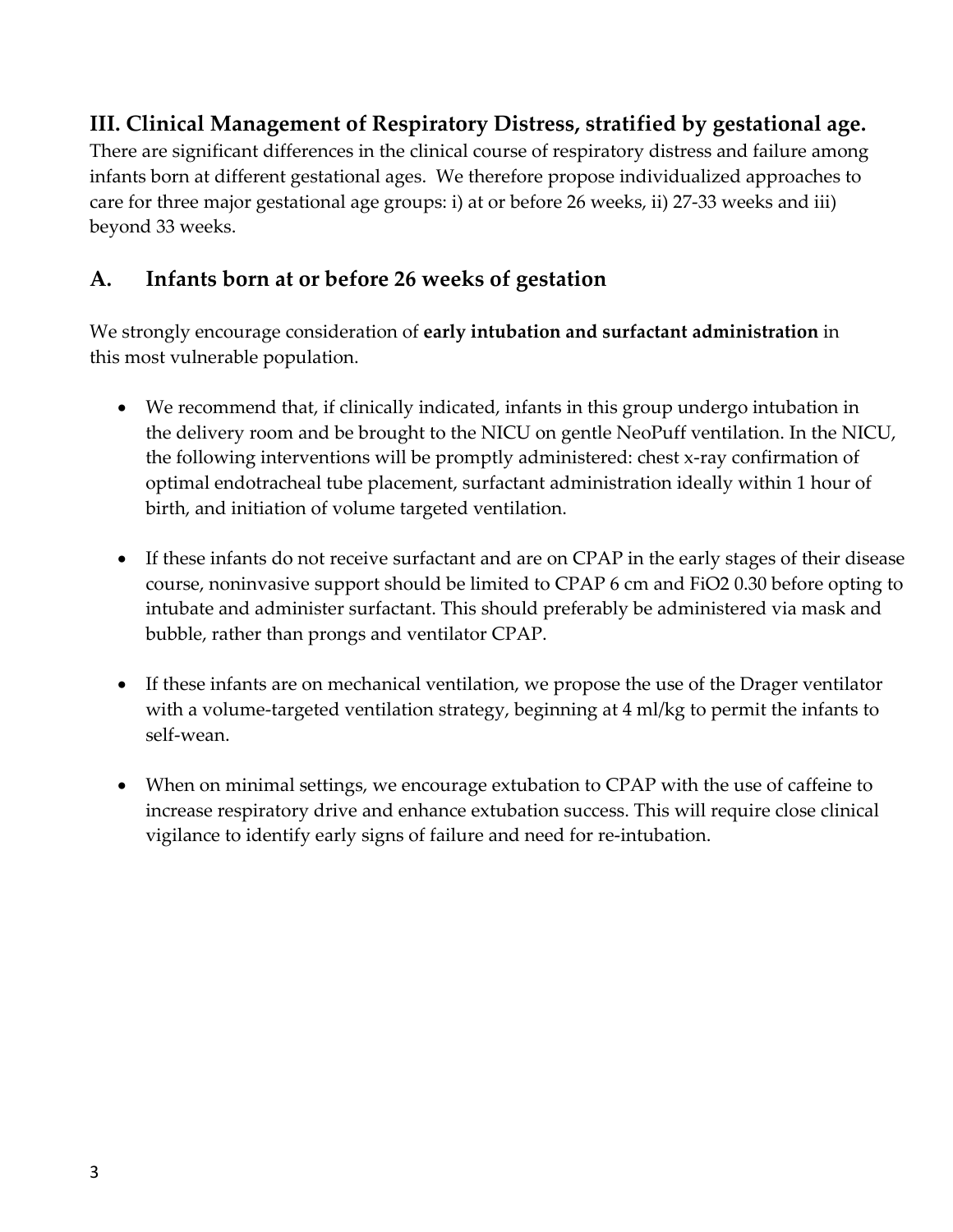## III. Clinical Management of Respiratory Distress, stratified by gestational age.

There are significant differences in the clinical course of respiratory distress and failure among infants born at different gestational ages. We therefore propose individualized approaches to care for three major gestational age groups: i) at or before 26 weeks, ii) 27-33 weeks and iii) beyond 33 weeks.

## A. Infants born at or before 26 weeks of gestation

We strongly encourage consideration of **early intubation and surfactant administration** in this most vulnerable population.

- We recommend that, if clinically indicated, infants in this group undergo intubation in the delivery room and be brought to the NICU on gentle NeoPuff ventilation. In the NICU, the following interventions will be promptly administered: chest x-ray confirmation of optimal endotracheal tube placement, surfactant administration ideally within 1 hour of birth, and initiation of volume targeted ventilation.

- If these infants do not receive surfactant and are on CPAP in the early stages of their disease course, noninvasive support should be limited to CPAP 6 cm and $FiO_2$ 0.30 before opting to intubate and administer surfactant. This should preferably be administered via mask and bubble, rather than prongs and ventilator CPAP.

- If these infants are on mechanical ventilation, we propose the use of the Drager ventilator with a volume-targeted ventilation strategy, beginning at 4 ml/kg to permit the infants to self-wean.

- When on minimal settings, we encourage extubation to CPAP with the use of caffeine to increase respiratory drive and enhance extubation success. This will require close clinical vigilance to identify early signs of failure and need for re-intubation.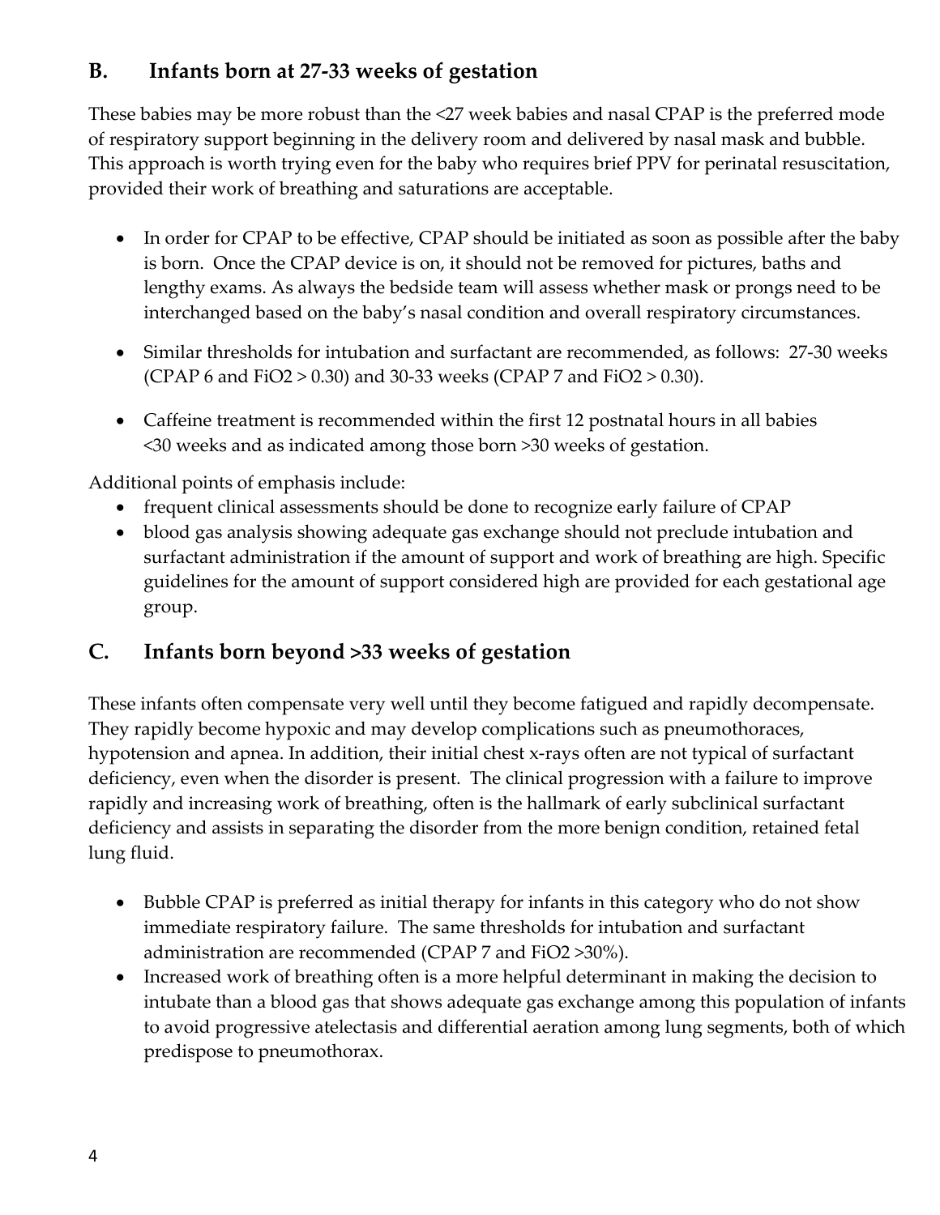## B. Infants born at 27-33 weeks of gestation

These babies may be more robust than the <27 week babies and nasal CPAP is the preferred mode of respiratory support beginning in the delivery room and delivered by nasal mask and bubble. This approach is worth trying even for the baby who requires brief PPV for perinatal resuscitation, provided their work of breathing and saturations are acceptable.

- In order for CPAP to be effective, CPAP should be initiated as soon as possible after the baby is born. Once the CPAP device is on, it should not be removed for pictures, baths and lengthy exams. As always the bedside team will assess whether mask or prongs need to be interchanged based on the baby's nasal condition and overall respiratory circumstances.

- Similar thresholds for intubation and surfactant are recommended, as follows: 27-30 weeks (CPAP 6 and $FiO_2 > 0.30$) and 30-33 weeks (CPAP 7 and $FiO_2 > 0.30$).

- Caffeine treatment is recommended within the first 12 postnatal hours in all babies <30 weeks and as indicated among those born >30 weeks of gestation.

Additional points of emphasis include:

- frequent clinical assessments should be done to recognize early failure of CPAP
- blood gas analysis showing adequate gas exchange should not preclude intubation and surfactant administration if the amount of support and work of breathing are high. Specific guidelines for the amount of support considered high are provided for each gestational age group.

## C. Infants born beyond >33 weeks of gestation

These infants often compensate very well until they become fatigued and rapidly decompensate. They rapidly become hypoxic and may develop complications such as pneumothoraces, hypotension and apnea. In addition, their initial chest x-rays often are not typical of surfactant deficiency, even when the disorder is present. The clinical progression with a failure to improve rapidly and increasing work of breathing, often is the hallmark of early subclinical surfactant deficiency and assists in separating the disorder from the more benign condition, retained fetal lung fluid.

- Bubble CPAP is preferred as initial therapy for infants in this category who do not show immediate respiratory failure. The same thresholds for intubation and surfactant administration are recommended (CPAP 7 and $FiO_2$ >30%).
- Increased work of breathing often is a more helpful determinant in making the decision to intubate than a blood gas that shows adequate gas exchange among this population of infants to avoid progressive atelectasis and differential aeration among lung segments, both of which predispose to pneumothorax.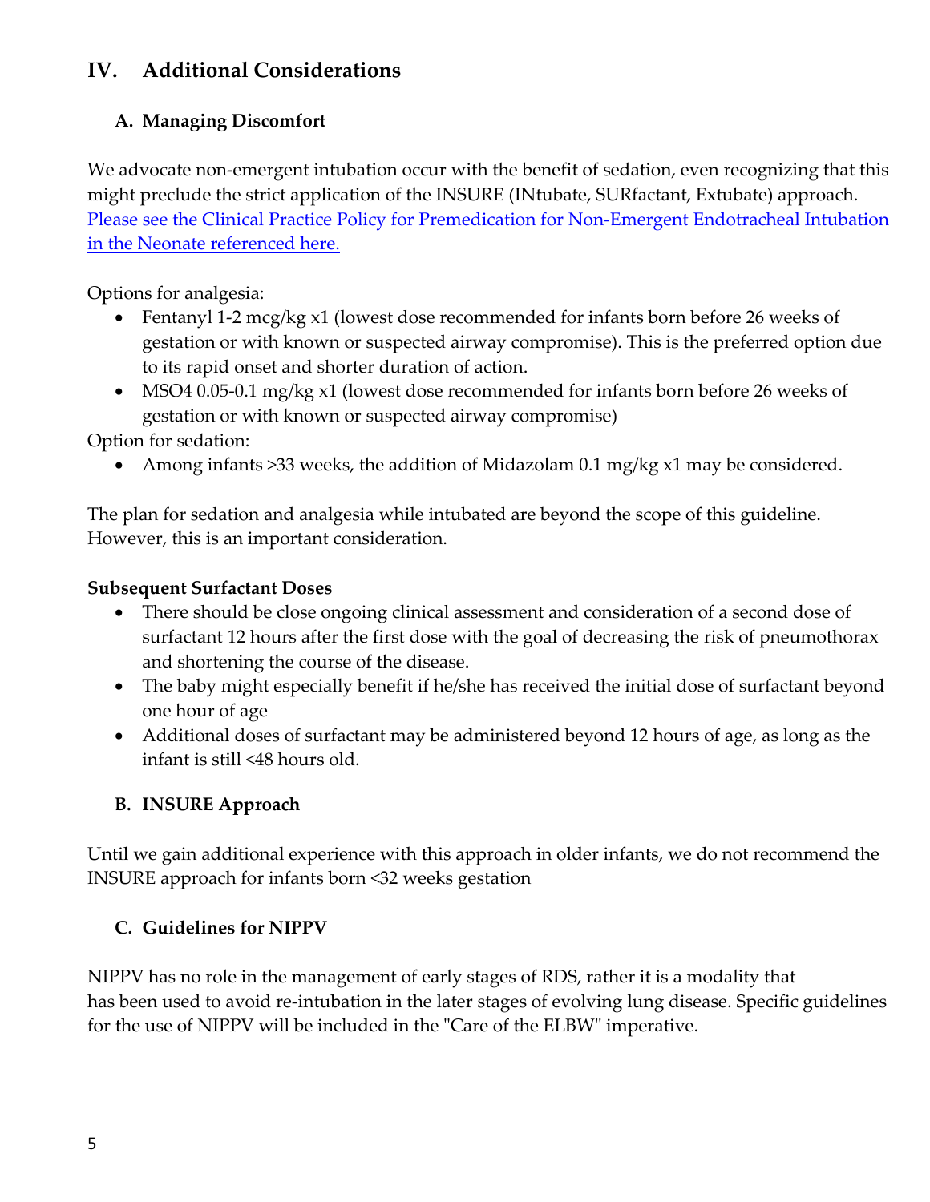## IV. Additional Considerations

### A. Managing Discomfort

We advocate non-emergent intubation occur with the benefit of sedation, even recognizing that this might preclude the strict application of the INSURE (INtubate, SURfactant, Extubate) approach. Please see the Clinical Practice Policy for Premedication for Non-Emergent Endotracheal Intubation in the Neonate referenced here.

Options for analgesia:

- Fentanyl 1-2 mcg/kg x1 (lowest dose recommended for infants born before 26 weeks of gestation or with known or suspected airway compromise). This is the preferred option due to its rapid onset and shorter duration of action.
- MSO4 0.05-0.1 mg/kg x1 (lowest dose recommended for infants born before 26 weeks of gestation or with known or suspected airway compromise)

Option for sedation:

- Among infants >33 weeks, the addition of Midazolam 0.1 mg/kg x1 may be considered.

The plan for sedation and analgesia while intubated are beyond the scope of this guideline. However, this is an important consideration.

**Subsequent Surfactant Doses**

- There should be close ongoing clinical assessment and consideration of a second dose of surfactant 12 hours after the first dose with the goal of decreasing the risk of pneumothorax and shortening the course of the disease.
- The baby might especially benefit if he/she has received the initial dose of surfactant beyond one hour of age
- Additional doses of surfactant may be administered beyond 12 hours of age, as long as the infant is still <48 hours old.

### B. INSURE Approach

Until we gain additional experience with this approach in older infants, we do not recommend the INSURE approach for infants born <32 weeks gestation

### C. Guidelines for NIPPV

NIPPV has no role in the management of early stages of RDS, rather it is a modality that has been used to avoid re-intubation in the later stages of evolving lung disease. Specific guidelines for the use of NIPPV will be included in the "Care of the ELBW" imperative.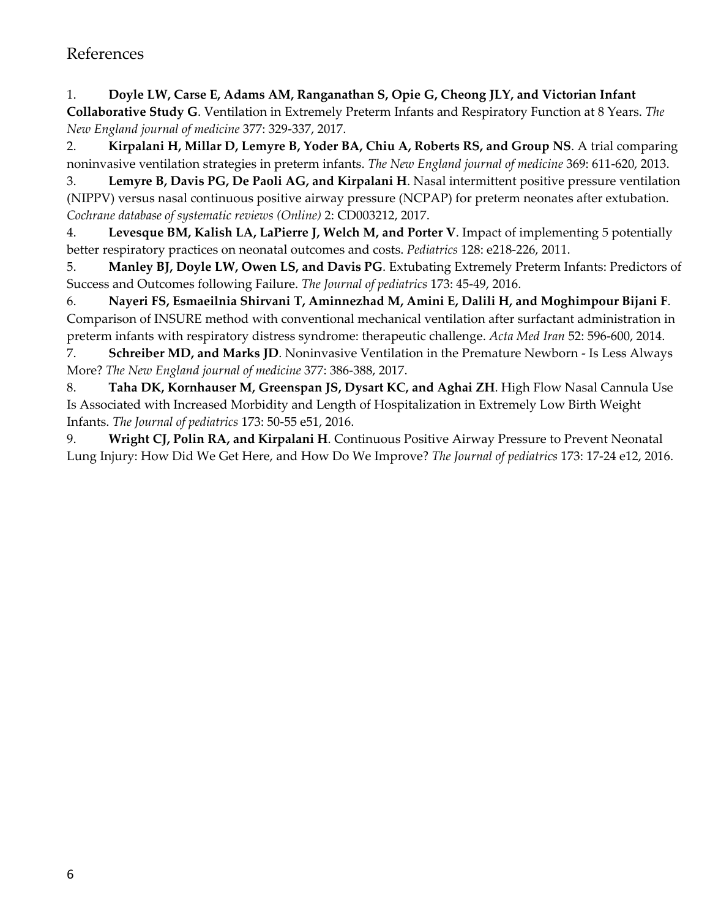## References

1. **Doyle LW, Carse E, Adams AM, Ranganathan S, Opie G, Cheong JLY, and Victorian Infant Collaborative Study G**. Ventilation in Extremely Preterm Infants and Respiratory Function at 8 Years. *The New England journal of medicine* 377: 329-337, 2017.
2. **Kirpalani H, Millar D, Lemyre B, Yoder BA, Chiu A, Roberts RS, and Group NS**. A trial comparing noninvasive ventilation strategies in preterm infants. *The New England journal of medicine* 369: 611-620, 2013.
3. **Lemyre B, Davis PG, De Paoli AG, and Kirpalani H**. Nasal intermittent positive pressure ventilation (NIPPV) versus nasal continuous positive airway pressure (NCPAP) for preterm neonates after extubation. *Cochrane database of systematic reviews (Online)* 2: CD003212, 2017.
4. **Levesque BM, Kalish LA, LaPierre J, Welch M, and Porter V**. Impact of implementing 5 potentially better respiratory practices on neonatal outcomes and costs. *Pediatrics* 128: e218-226, 2011.
5. **Manley BJ, Doyle LW, Owen LS, and Davis PG**. Extubating Extremely Preterm Infants: Predictors of Success and Outcomes following Failure. *The Journal of pediatrics* 173: 45-49, 2016.
6. **Nayeri FS, Esmaeilnia Shirvani T, Aminnezhad M, Amini E, Dalili H, and Moghimpour Bijani F**. Comparison of INSURE method with conventional mechanical ventilation after surfactant administration in preterm infants with respiratory distress syndrome: therapeutic challenge. *Acta Med Iran* 52: 596-600, 2014.
7. **Schreiber MD, and Marks JD**. Noninvasive Ventilation in the Premature Newborn - Is Less Always More? *The New England journal of medicine* 377: 386-388, 2017.
8. **Taha DK, Kornhauser M, Greenspan JS, Dysart KC, and Aghai ZH**. High Flow Nasal Cannula Use Is Associated with Increased Morbidity and Length of Hospitalization in Extremely Low Birth Weight Infants. *The Journal of pediatrics* 173: 50-55 e51, 2016.
9. **Wright CJ, Polin RA, and Kirpalani H**. Continuous Positive Airway Pressure to Prevent Neonatal Lung Injury: How Did We Get Here, and How Do We Improve? *The Journal of pediatrics* 173: 17-24 e12, 2016.